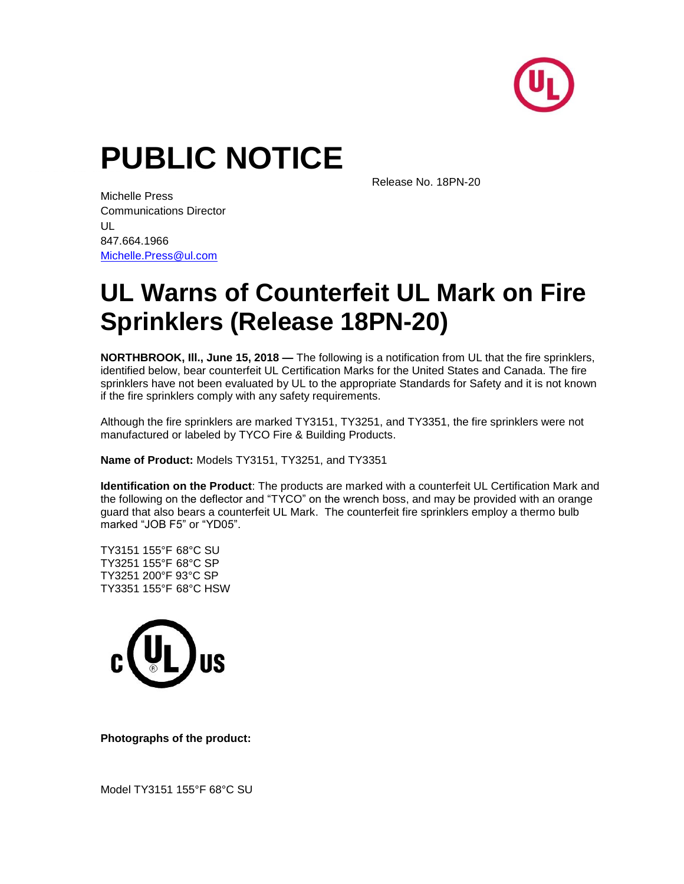# PUBLIC NOTICE

Release No. 18PN-20

Michelle Press
Communications Director
UL
847.664.1966
Michelle.Press@ul.com

# UL Warns of Counterfeit UL Mark on Fire Sprinklers (Release 18PN-20)

**NORTHBROOK, Ill., June 15, 2018 —** The following is a notification from UL that the fire sprinklers, identified below, bear counterfeit UL Certification Marks for the United States and Canada. The fire sprinklers have not been evaluated by UL to the appropriate Standards for Safety and it is not known if the fire sprinklers comply with any safety requirements.

Although the fire sprinklers are marked TY3151, TY3251, and TY3351, the fire sprinklers were not manufactured or labeled by TYCO Fire & Building Products.

**Name of Product:** Models TY3151, TY3251, and TY3351

**Identification on the Product**: The products are marked with a counterfeit UL Certification Mark and the following on the deflector and "TYCO" on the wrench boss, and may be provided with an orange guard that also bears a counterfeit UL Mark. The counterfeit fire sprinklers employ a thermo bulb marked "JOB F5" or "YD05".

TY3151 155°F 68°C SU
TY3251 155°F 68°C SP
TY3251 200°F 93°C SP
TY3351 155°F 68°C HSW

**Photographs of the product:**

Model TY3151 155°F 68°C SU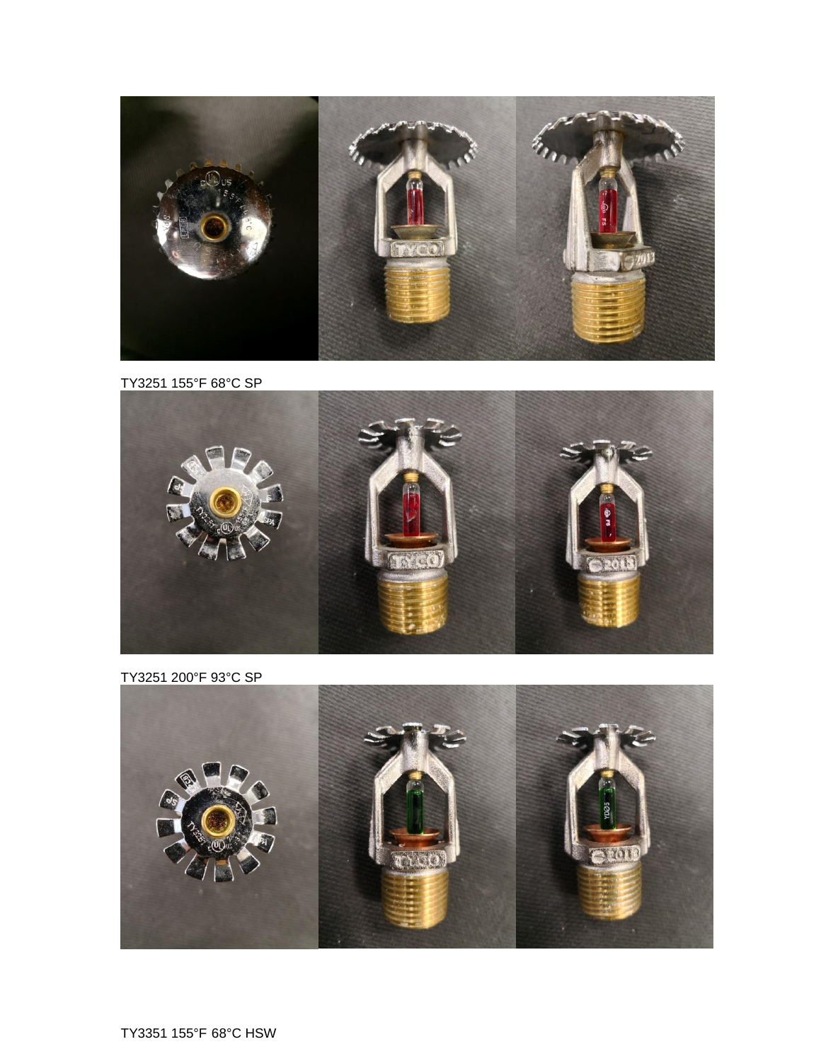TY3251 155°F 68°C SP

TY3251 200°F 93°C SP

TY3351 155°F 68°C HSW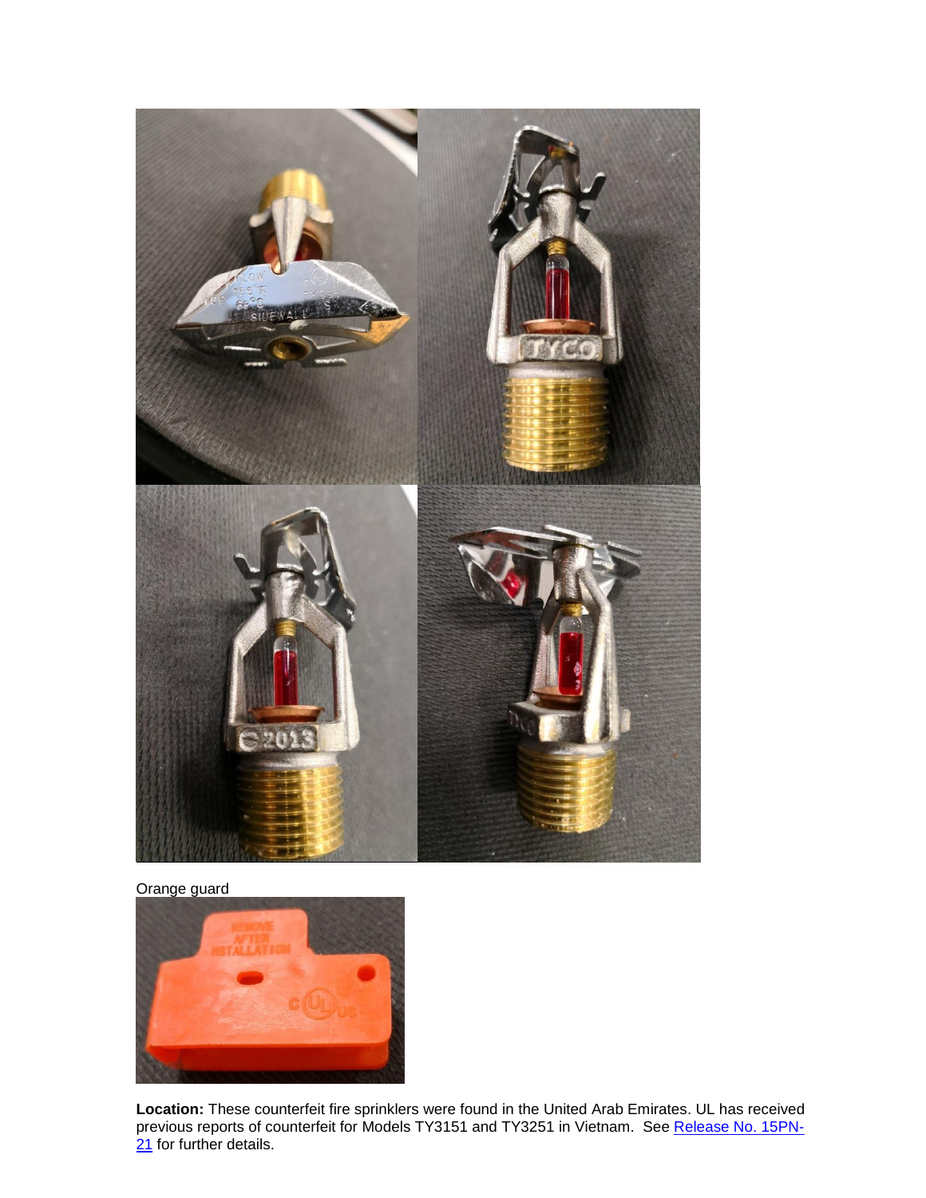Orange guard

**Location:** These counterfeit fire sprinklers were found in the United Arab Emirates. UL has received previous reports of counterfeit for Models TY3151 and TY3251 in Vietnam. See [Release No. 15PN-21](Release No. 15PN-21) for further details.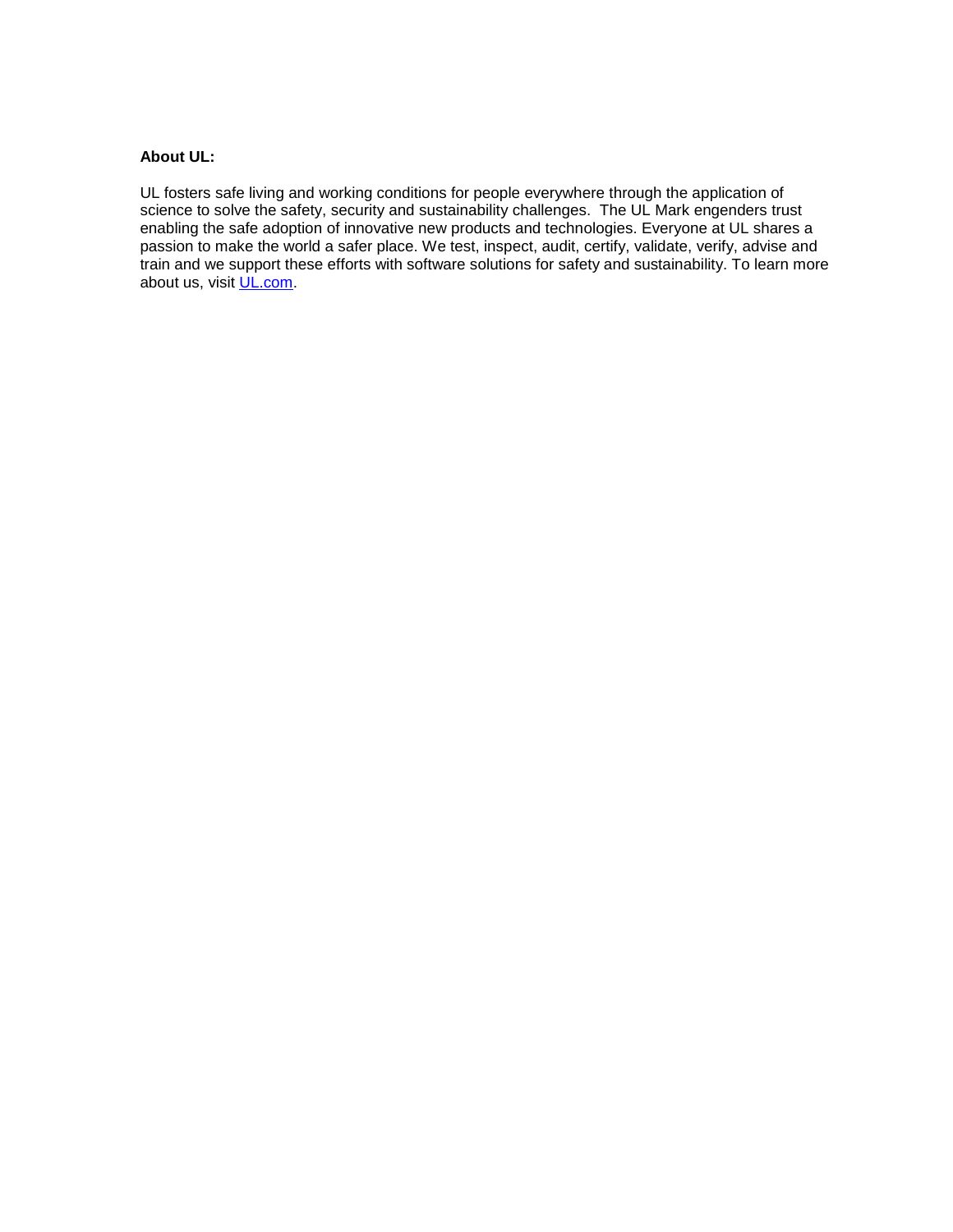**About UL:**

UL fosters safe living and working conditions for people everywhere through the application of science to solve the safety, security and sustainability challenges. The UL Mark engenders trust enabling the safe adoption of innovative new products and technologies. Everyone at UL shares a passion to make the world a safer place. We test, inspect, audit, certify, validate, verify, advise and train and we support these efforts with software solutions for safety and sustainability. To learn more about us, visit UL.com.